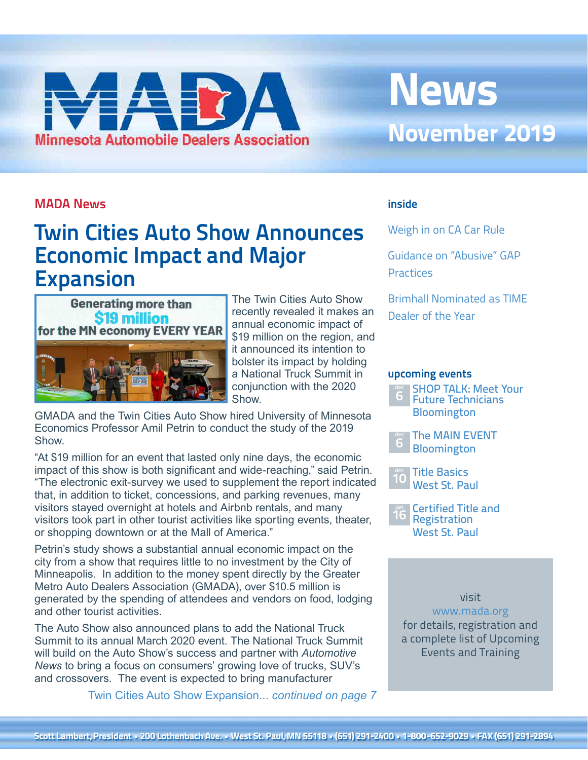# MADA News

**Minnesota Automobile Dealers Association**

**November 2019**

### MADA News

## Twin Cities Auto Show Announces Economic Impact and Major Expansion

The Twin Cities Auto Show recently revealed it makes an annual economic impact of $19 million on the region, and it announced its intention to bolster its impact by holding a National Truck Summit in conjunction with the 2020 Show.

GMADA and the Twin Cities Auto Show hired University of Minnesota Economics Professor Amil Petrin to conduct the study of the 2019 Show.

"At $19 million for an event that lasted only nine days, the economic impact of this show is both significant and wide-reaching," said Petrin. "The electronic exit-survey we used to supplement the report indicated that, in addition to ticket, concessions, and parking revenues, many visitors stayed overnight at hotels and Airbnb rentals, and many visitors took part in other tourist activities like sporting events, theater, or shopping downtown or at the Mall of America."

Petrin's study shows a substantial annual economic impact on the city from a show that requires little to no investment by the City of Minneapolis. In addition to the money spent directly by the Greater Metro Auto Dealers Association (GMADA), over $10.5 million is generated by the spending of attendees and vendors on food, lodging and other tourist activities.

The Auto Show also announced plans to add the National Truck Summit to its annual March 2020 event. The National Truck Summit will build on the Auto Show's success and partner with *Automotive News* to bring a focus on consumers' growing love of trucks, SUV's and crossovers. The event is expected to bring manufacturer

Twin Cities Auto Show Expansion... *continued on page 7*

### inside

- Weigh in on CA Car Rule
- Guidance on "Abusive" GAP Practices
- Brimhall Nominated as TIME Dealer of the Year

### upcoming events

- **dec 6** — SHOP TALK: Meet Your Future Technicians, Bloomington
- **dec 6** — The MAIN EVENT, Bloomington
- **dec 10** — Title Basics, West St. Paul
- **jan 16** — Certified Title and Registration, West St. Paul

visit www.mada.org for details, registration and a complete list of Upcoming Events and Training

Scott Lambert, President • 200 Lothenbach Ave. • West St. Paul, MN 55118 • (651) 291-2400 • 1-800-652-9029 • FAX (651) 291-2894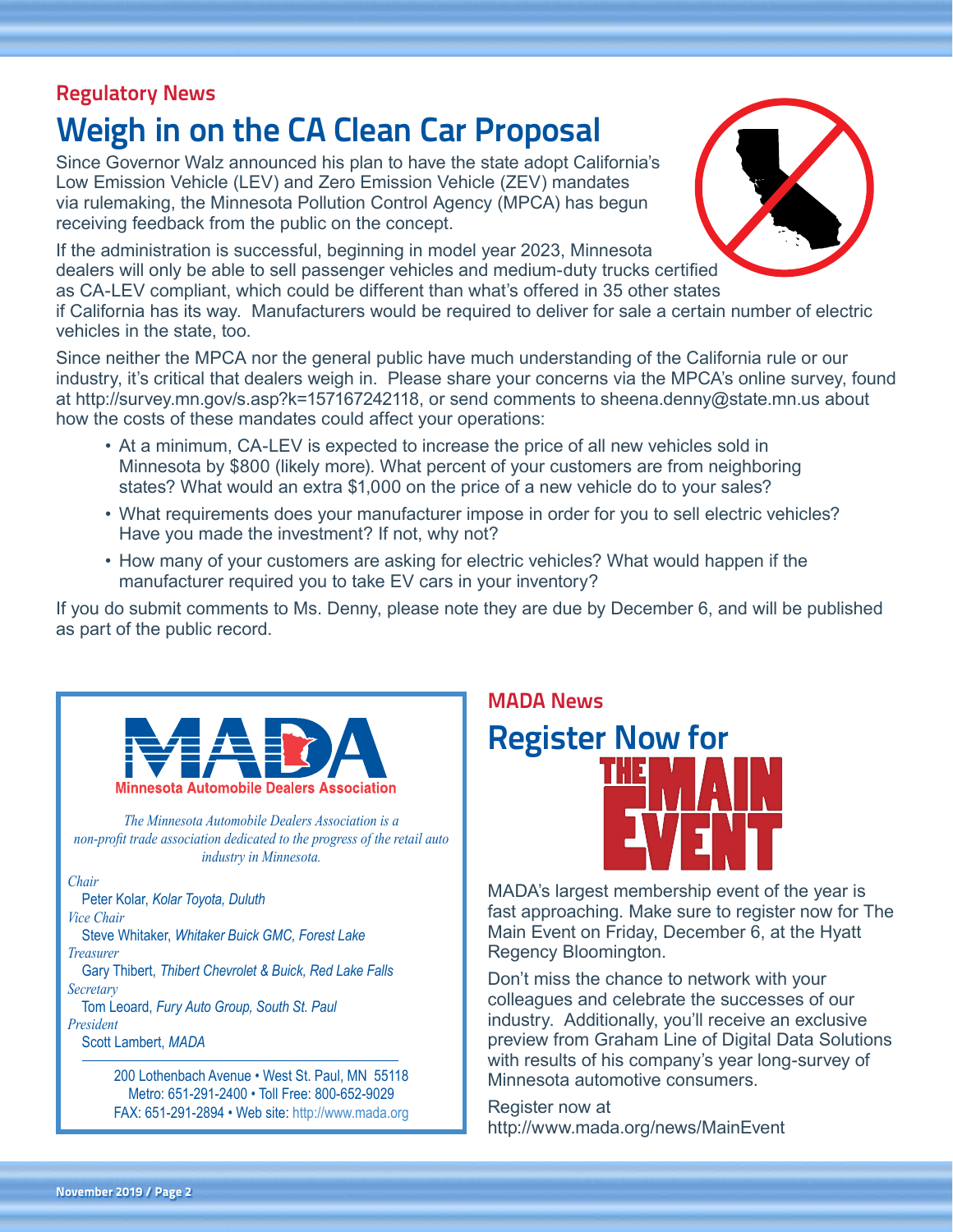**Regulatory News**

# Weigh in on the CA Clean Car Proposal

Since Governor Walz announced his plan to have the state adopt California's Low Emission Vehicle (LEV) and Zero Emission Vehicle (ZEV) mandates via rulemaking, the Minnesota Pollution Control Agency (MPCA) has begun receiving feedback from the public on the concept.

If the administration is successful, beginning in model year 2023, Minnesota dealers will only be able to sell passenger vehicles and medium-duty trucks certified as CA-LEV compliant, which could be different than what's offered in 35 other states if California has its way. Manufacturers would be required to deliver for sale a certain number of electric vehicles in the state, too.

Since neither the MPCA nor the general public have much understanding of the California rule or our industry, it's critical that dealers weigh in. Please share your concerns via the MPCA's online survey, found at http://survey.mn.gov/s.asp?k=157167242118, or send comments to sheena.denny@state.mn.us about how the costs of these mandates could affect your operations:

- At a minimum, CA-LEV is expected to increase the price of all new vehicles sold in Minnesota by $800 (likely more). What percent of your customers are from neighboring states? What would an extra $1,000 on the price of a new vehicle do to your sales?
- What requirements does your manufacturer impose in order for you to sell electric vehicles? Have you made the investment? If not, why not?
- How many of your customers are asking for electric vehicles? What would happen if the manufacturer required you to take EV cars in your inventory?

If you do submit comments to Ms. Denny, please note they are due by December 6, and will be published as part of the public record.

**MADA**
**Minnesota Automobile Dealers Association**

*The Minnesota Automobile Dealers Association is a non-profit trade association dedicated to the progress of the retail auto industry in Minnesota.*

*Chair*
Peter Kolar, *Kolar Toyota, Duluth*

*Vice Chair*
Steve Whitaker, *Whitaker Buick GMC, Forest Lake*

*Treasurer*
Gary Thibert, *Thibert Chevrolet & Buick, Red Lake Falls*

*Secretary*
Tom Leoard, *Fury Auto Group, South St. Paul*

*President*
Scott Lambert, *MADA*

200 Lothenbach Avenue • West St. Paul, MN 55118
Metro: 651-291-2400 • Toll Free: 800-652-9029
FAX: 651-291-2894 • Web site: http://www.mada.org

**MADA News**

# Register Now for THE MAIN EVENT

MADA's largest membership event of the year is fast approaching. Make sure to register now for The Main Event on Friday, December 6, at the Hyatt Regency Bloomington.

Don't miss the chance to network with your colleagues and celebrate the successes of our industry. Additionally, you'll receive an exclusive preview from Graham Line of Digital Data Solutions with results of his company's year long-survey of Minnesota automotive consumers.

Register now at
http://www.mada.org/news/MainEvent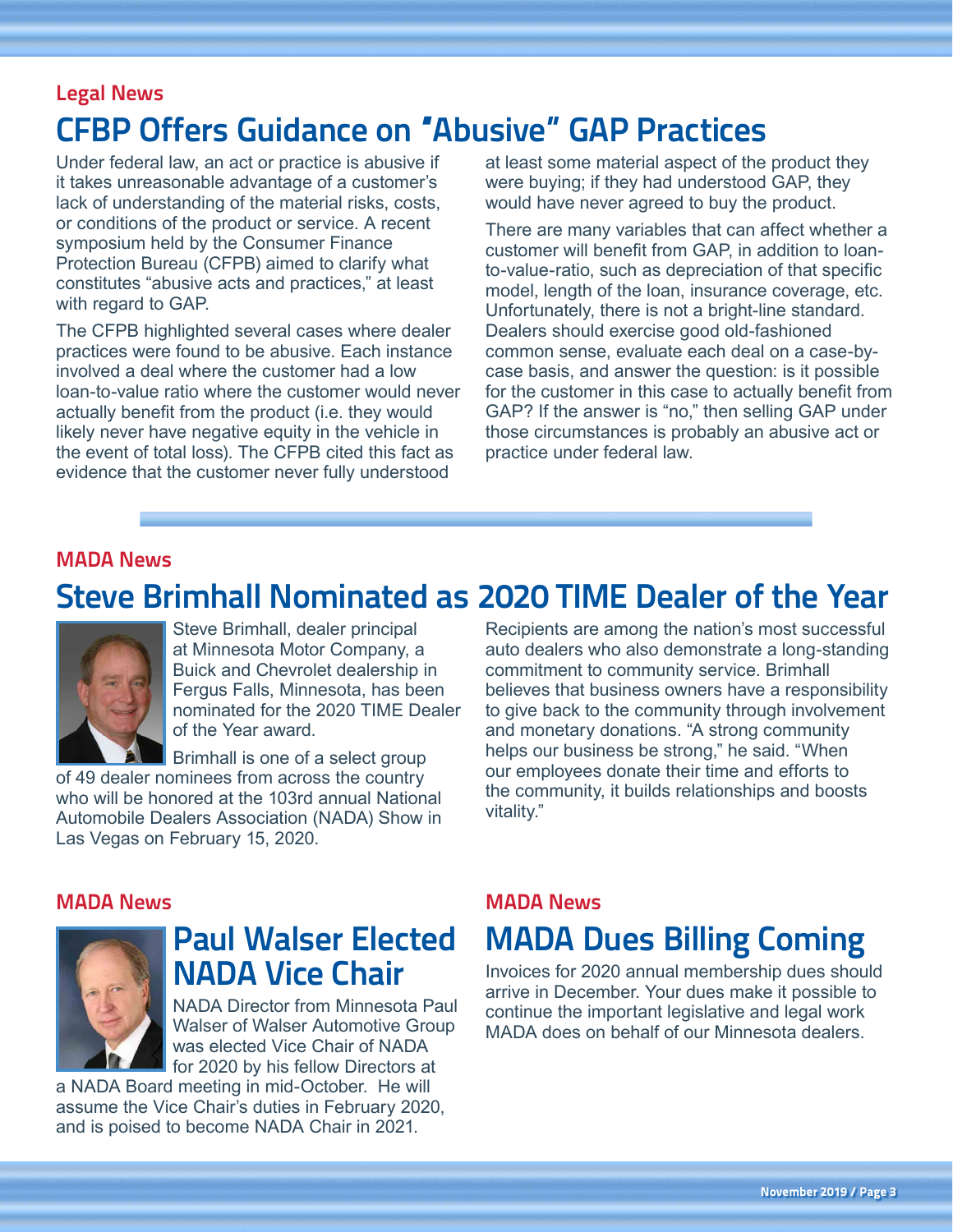Legal News

## CFBP Offers Guidance on "Abusive" GAP Practices

Under federal law, an act or practice is abusive if it takes unreasonable advantage of a customer's lack of understanding of the material risks, costs, or conditions of the product or service. A recent symposium held by the Consumer Finance Protection Bureau (CFPB) aimed to clarify what constitutes "abusive acts and practices," at least with regard to GAP.

The CFPB highlighted several cases where dealer practices were found to be abusive. Each instance involved a deal where the customer had a low loan-to-value ratio where the customer would never actually benefit from the product (i.e. they would likely never have negative equity in the vehicle in the event of total loss). The CFPB cited this fact as evidence that the customer never fully understood at least some material aspect of the product they were buying; if they had understood GAP, they would have never agreed to buy the product.

There are many variables that can affect whether a customer will benefit from GAP, in addition to loan-to-value-ratio, such as depreciation of that specific model, length of the loan, insurance coverage, etc. Unfortunately, there is not a bright-line standard. Dealers should exercise good old-fashioned common sense, evaluate each deal on a case-by-case basis, and answer the question: is it possible for the customer in this case to actually benefit from GAP? If the answer is "no," then selling GAP under those circumstances is probably an abusive act or practice under federal law.

MADA News

## Steve Brimhall Nominated as 2020 TIME Dealer of the Year

Steve Brimhall, dealer principal at Minnesota Motor Company, a Buick and Chevrolet dealership in Fergus Falls, Minnesota, has been nominated for the 2020 TIME Dealer of the Year award.

Brimhall is one of a select group of 49 dealer nominees from across the country who will be honored at the 103rd annual National Automobile Dealers Association (NADA) Show in Las Vegas on February 15, 2020.

Recipients are among the nation's most successful auto dealers who also demonstrate a long-standing commitment to community service. Brimhall believes that business owners have a responsibility to give back to the community through involvement and monetary donations. "A strong community helps our business be strong," he said. "When our employees donate their time and efforts to the community, it builds relationships and boosts vitality."

MADA News

## Paul Walser Elected NADA Vice Chair

NADA Director from Minnesota Paul Walser of Walser Automotive Group was elected Vice Chair of NADA for 2020 by his fellow Directors at a NADA Board meeting in mid-October. He will assume the Vice Chair's duties in February 2020, and is poised to become NADA Chair in 2021.

MADA News

## MADA Dues Billing Coming

Invoices for 2020 annual membership dues should arrive in December. Your dues make it possible to continue the important legislative and legal work MADA does on behalf of our Minnesota dealers.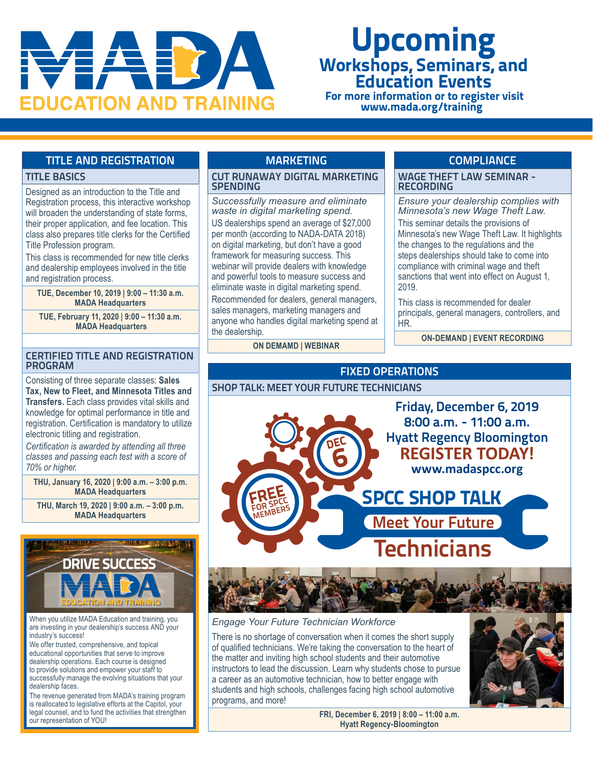# MADA EDUCATION AND TRAINING

# Upcoming Workshops, Seminars, and Education Events

**For more information or to register visit www.mada.org/training**

## TITLE AND REGISTRATION

### TITLE BASICS

Designed as an introduction to the Title and Registration process, this interactive workshop will broaden the understanding of state forms, their proper application, and fee location. This class also prepares title clerks for the Certified Title Profession program.

This class is recommended for new title clerks and dealership employees involved in the title and registration process.

**TUE, December 10, 2019 | 9:00 – 11:30 a.m.**
**MADA Headquarters**

**TUE, February 11, 2020 | 9:00 – 11:30 a.m.**
**MADA Headquarters**

### CERTIFIED TITLE AND REGISTRATION PROGRAM

Consisting of three separate classes: **Sales Tax, New to Fleet, and Minnesota Titles and Transfers.** Each class provides vital skills and knowledge for optimal performance in title and registration. Certification is mandatory to utilize electronic titling and registration.

*Certification is awarded by attending all three classes and passing each test with a score of 70% or higher.*

**THU, January 16, 2020 | 9:00 a.m. – 3:00 p.m.**
**MADA Headquarters**

**THU, March 19, 2020 | 9:00 a.m. – 3:00 p.m.**
**MADA Headquarters**

**DRIVE SUCCESS**
**MADA EDUCATION AND TRAINING**

When you utilize MADA Education and training, you are investing in your dealership's success AND your industry's success!

We offer trusted, comprehensive, and topical educational opportunities that serve to improve dealership operations. Each course is designed to provide solutions and empower your staff to successfully manage the evolving situations that your dealership faces.

The revenue generated from MADA's training program is reallocated to legislative efforts at the Capitol, your legal counsel, and to fund the activities that strengthen our representation of YOU!

## MARKETING

### CUT RUNAWAY DIGITAL MARKETING SPENDING

*Successfully measure and eliminate waste in digital marketing spend.*

US dealerships spend an average of $27,000 per month (according to NADA-DATA 2018) on digital marketing, but don't have a good framework for measuring success. This webinar will provide dealers with knowledge and powerful tools to measure success and eliminate waste in digital marketing spend.

Recommended for dealers, general managers, sales managers, marketing managers and anyone who handles digital marketing spend at the dealership.

**ON DEMAND | WEBINAR**

## COMPLIANCE

### WAGE THEFT LAW SEMINAR - RECORDING

*Ensure your dealership complies with Minnesota's new Wage Theft Law.*

This seminar details the provisions of Minnesota's new Wage Theft Law. It highlights the changes to the regulations and the steps dealerships should take to come into compliance with criminal wage and theft sanctions that went into effect on August 1, 2019.

This class is recommended for dealer principals, general managers, controllers, and HR.

**ON-DEMAND | EVENT RECORDING**

## FIXED OPERATIONS

### SHOP TALK: MEET YOUR FUTURE TECHNICIANS

**Friday, December 6, 2019**
**8:00 a.m. - 11:00 a.m.**
**Hyatt Regency Bloomington**
**REGISTER TODAY!**
**www.madaspcc.org**

DEC 6

FREE FOR SPCC MEMBERS

**SPCC SHOP TALK**
**Meet Your Future Technicians**

*Engage Your Future Technician Workforce*

There is no shortage of conversation when it comes the short supply of qualified technicians. We're taking the conversation to the heart of the matter and inviting high school students and their automotive instructors to lead the discussion. Learn why students chose to pursue a career as an automotive technician, how to better engage with students and high schools, challenges facing high school automotive programs, and more!

**FRI, December 6, 2019 | 8:00 – 11:00 a.m.**
**Hyatt Regency-Bloomington**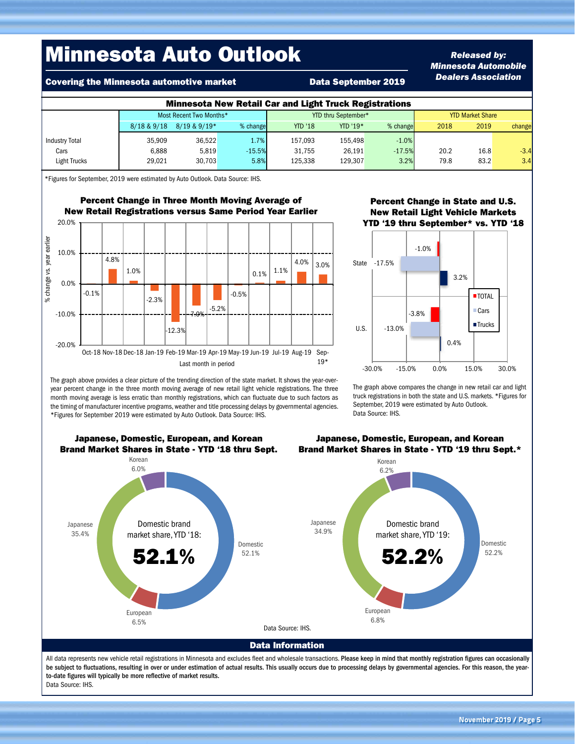# Minnesota Auto Outlook

**Covering the Minnesota automotive market** — **Data September 2019**

***Released by: Minnesota Automobile Dealers Association***

## Minnesota New Retail Car and Light Truck Registrations

| | Most Recent Two Months* | | | YTD thru September* | | | YTD Market Share | | |
|---|---|---|---|---|---|---|---|---|---|
| | 8/18 & 9/18 | 8/19 & 9/19* | % change | YTD '18 | YTD '19* | % change | 2018 | 2019 | change |
| Industry Total | 35,909 | 36,522 | 1.7% | 157,093 | 155,498 | -1.0% | | | |
| Cars | 6,888 | 5,819 | -15.5% | 31,755 | 26,191 | -17.5% | 20.2 | 16.8 | -3.4 |
| Light Trucks | 29,021 | 30,703 | 5.8% | 125,338 | 129,307 | 3.2% | 79.8 | 83.2 | 3.4 |

*Figures for September, 2019 were estimated by Auto Outlook. Data Source: IHS.

### Percent Change in Three Month Moving Average of New Retail Registrations versus Same Period Year Earlier

| Last month in period | % change vs. year earlier |
|---|---|
| Oct-18 | -0.1% |
| Nov-18 | 4.8% |
| Dec-18 | 1.0% |
| Jan-19 | -2.3% |
| Feb-19 | -12.3% |
| Mar-19 | -7.0% |
| Apr-19 | -5.2% |
| May-19 | -0.5% |
| Jun-19 | 0.1% |
| Jul-19 | 1.1% |
| Aug-19 | 4.0% |
| Sep-19* | 3.0% |

The graph above provides a clear picture of the trending direction of the state market. It shows the year-over-year percent change in the three month moving average of new retail light vehicle registrations. The three month moving average is less erratic than monthly registrations, which can fluctuate due to such factors as the timing of manufacturer incentive programs, weather and title processing delays by governmental agencies. *Figures for September 2019 were estimated by Auto Outlook. Data Source: IHS.

### Percent Change in State and U.S. New Retail Light Vehicle Markets YTD '19 thru September* vs. YTD '18

| | TOTAL | Cars | Trucks |
|---|---|---|---|
| State | -1.0% | -17.5% | 3.2% |
| U.S. | -3.8% | -13.0% | 0.4% |

The graph above compares the change in new retail car and light truck registrations in both the state and U.S. markets. *Figures for September, 2019 were estimated by Auto Outlook. Data Source: IHS.

### Japanese, Domestic, European, and Korean Brand Market Shares in State - YTD '18 thru Sept.

Domestic brand market share, YTD '18: **52.1%**

- Domestic 52.1%
- Japanese 35.4%
- European 6.5%
- Korean 6.0%

### Japanese, Domestic, European, and Korean Brand Market Shares in State - YTD '19 thru Sept.*

Domestic brand market share, YTD '19: **52.2%**

- Domestic 52.2%
- Japanese 34.9%
- European 6.8%
- Korean 6.2%

Data Source: IHS.

## Data Information

All data represents new vehicle retail registrations in Minnesota and excludes fleet and wholesale transactions. **Please keep in mind that monthly registration figures can occasionally be subject to fluctuations, resulting in over or under estimation of actual results. This usually occurs due to processing delays by governmental agencies. For this reason, the year-to-date figures will typically be more reflective of market results.**
Data Source: IHS.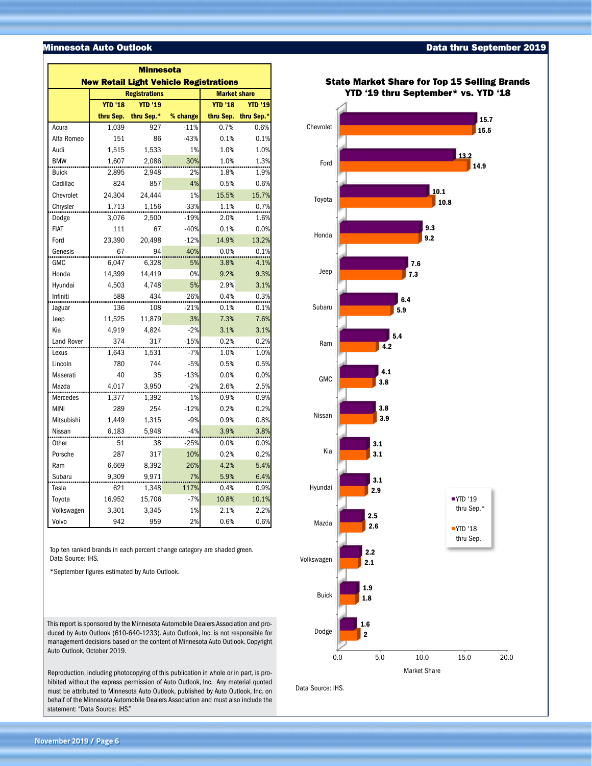## Minnesota New Retail Light Vehicle Registrations

| | Registrations | | | Market share | |
|---|---|---|---|---|---|
| | YTD '18 thru Sep. | YTD '19 thru Sep.* | % change | YTD '18 thru Sep. | YTD '19 thru Sep.* |
| Acura | 1,039 | 927 | -11% | 0.7% | 0.6% |
| Alfa Romeo | 151 | 86 | -43% | 0.1% | 0.1% |
| Audi | 1,515 | 1,533 | 1% | 1.0% | 1.0% |
| BMW | 1,607 | 2,086 | 30% | 1.0% | 1.3% |
| Buick | 2,895 | 2,948 | 2% | 1.8% | 1.9% |
| Cadillac | 824 | 857 | 4% | 0.5% | 0.6% |
| Chevrolet | 24,304 | 24,444 | 1% | 15.5% | 15.7% |
| Chrysler | 1,713 | 1,156 | -33% | 1.1% | 0.7% |
| Dodge | 3,076 | 2,500 | -19% | 2.0% | 1.6% |
| FIAT | 111 | 67 | -40% | 0.1% | 0.0% |
| Ford | 23,390 | 20,498 | -12% | 14.9% | 13.2% |
| Genesis | 67 | 94 | 40% | 0.0% | 0.1% |
| GMC | 6,047 | 6,328 | 5% | 3.8% | 4.1% |
| Honda | 14,399 | 14,419 | 0% | 9.2% | 9.3% |
| Hyundai | 4,503 | 4,748 | 5% | 2.9% | 3.1% |
| Infiniti | 588 | 434 | -26% | 0.4% | 0.3% |
| Jaguar | 136 | 108 | -21% | 0.1% | 0.1% |
| Jeep | 11,525 | 11,879 | 3% | 7.3% | 7.6% |
| Kia | 4,919 | 4,824 | -2% | 3.1% | 3.1% |
| Land Rover | 374 | 317 | -15% | 0.2% | 0.2% |
| Lexus | 1,643 | 1,531 | -7% | 1.0% | 1.0% |
| Lincoln | 780 | 744 | -5% | 0.5% | 0.5% |
| Maserati | 40 | 35 | -13% | 0.0% | 0.0% |
| Mazda | 4,017 | 3,950 | -2% | 2.6% | 2.5% |
| Mercedes | 1,377 | 1,392 | 1% | 0.9% | 0.9% |
| MINI | 289 | 254 | -12% | 0.2% | 0.2% |
| Mitsubishi | 1,449 | 1,315 | -9% | 0.9% | 0.8% |
| Nissan | 6,183 | 5,948 | -4% | 3.9% | 3.8% |
| Other | 51 | 38 | -25% | 0.0% | 0.0% |
| Porsche | 287 | 317 | 10% | 0.2% | 0.2% |
| Ram | 6,669 | 8,392 | 26% | 4.2% | 5.4% |
| Subaru | 9,309 | 9,971 | 7% | 5.9% | 6.4% |
| Tesla | 621 | 1,348 | 117% | 0.4% | 0.9% |
| Toyota | 16,952 | 15,706 | -7% | 10.8% | 10.1% |
| Volkswagen | 3,301 | 3,345 | 1% | 2.1% | 2.2% |
| Volvo | 942 | 959 | 2% | 0.6% | 0.6% |

Top ten ranked brands in each percent change category are shaded green.
Data Source: IHS.

*September figures estimated by Auto Outlook.

## State Market Share for Top 15 Selling Brands YTD '19 thru September* vs. YTD '18

| Brand | YTD '19 thru Sep.* | YTD '18 thru Sep. |
|---|---|---|
| Chevrolet | 15.7 | 15.5 |
| Ford | 13.2 | 14.9 |
| Toyota | 10.1 | 10.8 |
| Honda | 9.3 | 9.2 |
| Jeep | 7.6 | 7.3 |
| Subaru | 6.4 | 5.9 |
| Ram | 5.4 | 4.2 |
| GMC | 4.1 | 3.8 |
| Nissan | 3.8 | 3.9 |
| Kia | 3.1 | 3.1 |
| Hyundai | 3.1 | 2.9 |
| Mazda | 2.5 | 2.6 |
| Volkswagen | 2.2 | 2.1 |
| Buick | 1.9 | 1.8 |
| Dodge | 1.6 | 2 |

Market Share

Data Source: IHS.

This report is sponsored by the Minnesota Automobile Dealers Association and produced by Auto Outlook (610-640-1233). Auto Outlook, Inc. is not responsible for management decisions based on the content of Minnesota Auto Outlook. Copyright Auto Outlook, October 2019.

Reproduction, including photocopying of this publication in whole or in part, is prohibited without the express permission of Auto Outlook, Inc. Any material quoted must be attributed to Minnesota Auto Outlook, published by Auto Outlook, Inc. on behalf of the Minnesota Automobile Dealers Association and must also include the statement: "Data Source: IHS."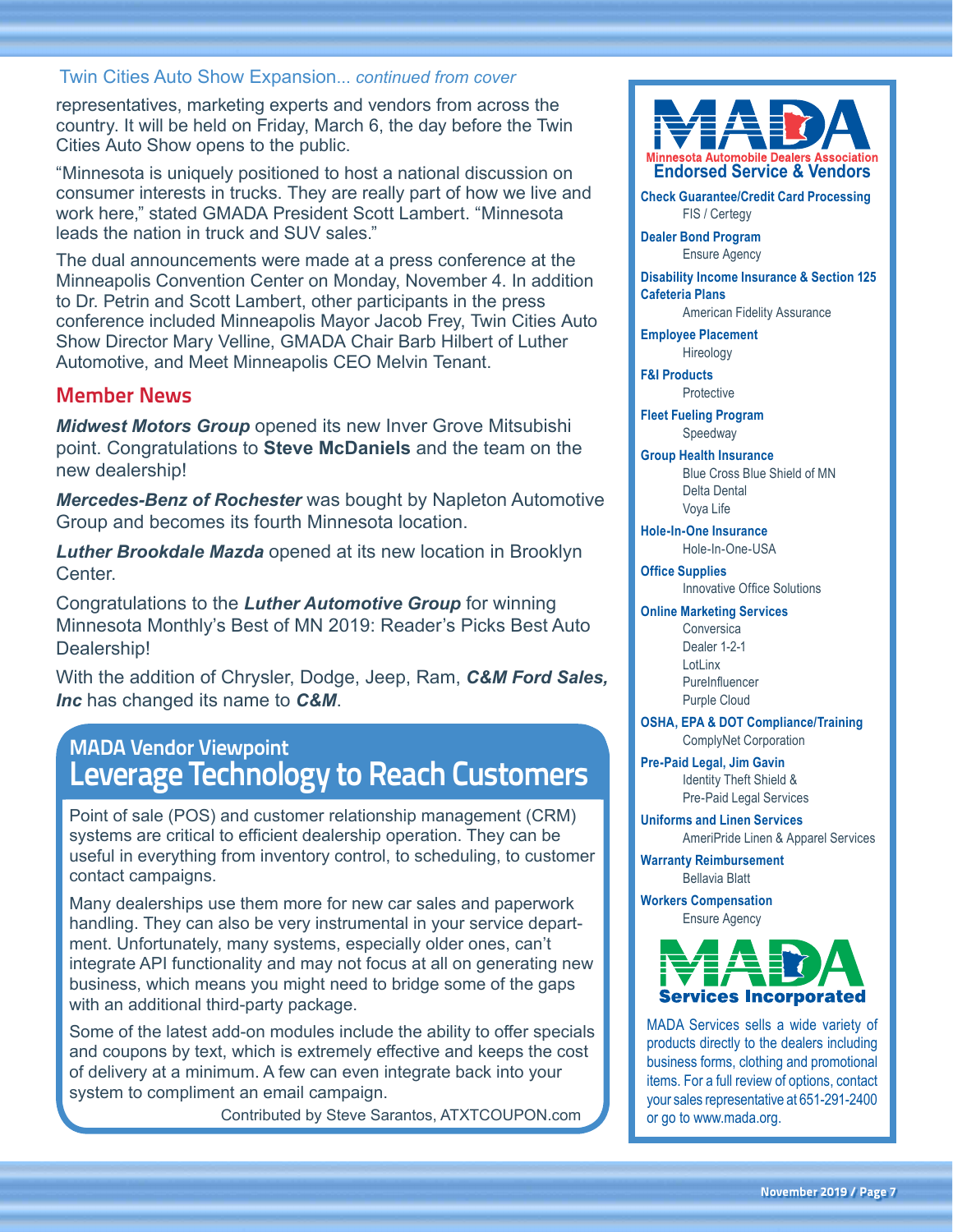Twin Cities Auto Show Expansion... *continued from cover*

representatives, marketing experts and vendors from across the country. It will be held on Friday, March 6, the day before the Twin Cities Auto Show opens to the public.

“Minnesota is uniquely positioned to host a national discussion on consumer interests in trucks. They are really part of how we live and work here,” stated GMADA President Scott Lambert. “Minnesota leads the nation in truck and SUV sales.”

The dual announcements were made at a press conference at the Minneapolis Convention Center on Monday, November 4. In addition to Dr. Petrin and Scott Lambert, other participants in the press conference included Minneapolis Mayor Jacob Frey, Twin Cities Auto Show Director Mary Velline, GMADA Chair Barb Hilbert of Luther Automotive, and Meet Minneapolis CEO Melvin Tenant.

## Member News

***Midwest Motors Group*** opened its new Inver Grove Mitsubishi point. Congratulations to **Steve McDaniels** and the team on the new dealership!

***Mercedes-Benz of Rochester*** was bought by Napleton Automotive Group and becomes its fourth Minnesota location.

***Luther Brookdale Mazda*** opened at its new location in Brooklyn Center.

Congratulations to the ***Luther Automotive Group*** for winning Minnesota Monthly’s Best of MN 2019: Reader’s Picks Best Auto Dealership!

With the addition of Chrysler, Dodge, Jeep, Ram, ***C&M Ford Sales, Inc*** has changed its name to ***C&M***.

## MADA Vendor Viewpoint
# Leverage Technology to Reach Customers

Point of sale (POS) and customer relationship management (CRM) systems are critical to efficient dealership operation. They can be useful in everything from inventory control, to scheduling, to customer contact campaigns.

Many dealerships use them more for new car sales and paperwork handling. They can also be very instrumental in your service department. Unfortunately, many systems, especially older ones, can’t integrate API functionality and may not focus at all on generating new business, which means you might need to bridge some of the gaps with an additional third-party package.

Some of the latest add-on modules include the ability to offer specials and coupons by text, which is extremely effective and keeps the cost of delivery at a minimum. A few can even integrate back into your system to compliment an email campaign.

Contributed by Steve Sarantos, ATXTCOUPON.com

---

MADA
Minnesota Automobile Dealers Association

## Endorsed Service & Vendors

**Check Guarantee/Credit Card Processing**
FIS / Certegy

**Dealer Bond Program**
Ensure Agency

**Disability Income Insurance & Section 125 Cafeteria Plans**
American Fidelity Assurance

**Employee Placement**
Hireology

**F&I Products**
Protective

**Fleet Fueling Program**
Speedway

**Group Health Insurance**
Blue Cross Blue Shield of MN
Delta Dental
Voya Life

**Hole-In-One Insurance**
Hole-In-One-USA

**Office Supplies**
Innovative Office Solutions

**Online Marketing Services**
Conversica
Dealer 1-2-1
LotLinx
PureInfluencer
Purple Cloud

**OSHA, EPA & DOT Compliance/Training**
ComplyNet Corporation

**Pre-Paid Legal, Jim Gavin**
Identity Theft Shield &
Pre-Paid Legal Services

**Uniforms and Linen Services**
AmeriPride Linen & Apparel Services

**Warranty Reimbursement**
Bellavia Blatt

**Workers Compensation**
Ensure Agency

MADA
Services Incorporated

MADA Services sells a wide variety of products directly to the dealers including business forms, clothing and promotional items. For a full review of options, contact your sales representative at 651-291-2400 or go to www.mada.org.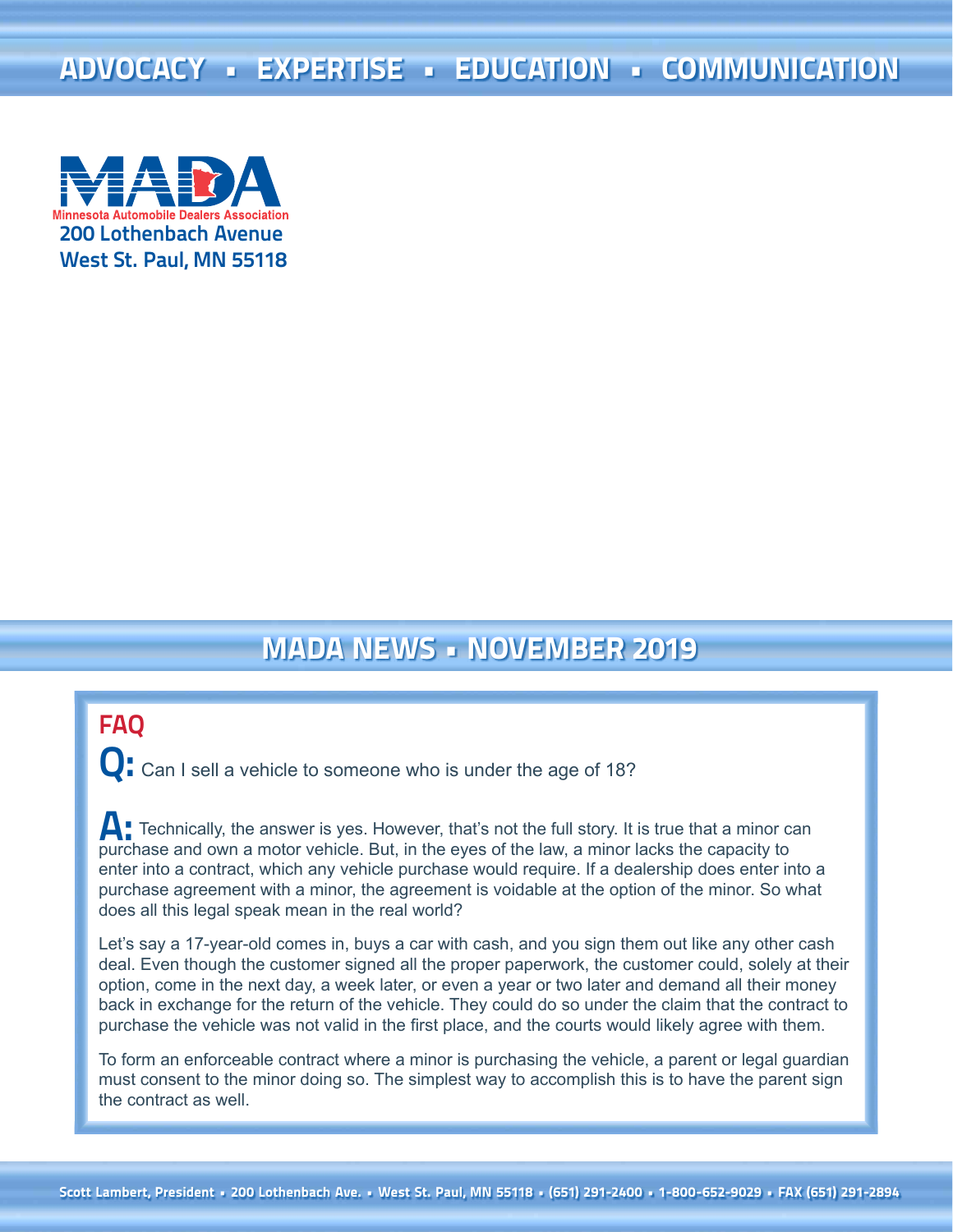ADVOCACY ▪ EXPERTISE ▪ EDUCATION ▪ COMMUNICATION

MADA
Minnesota Automobile Dealers Association
200 Lothenbach Avenue
West St. Paul, MN 55118

## MADA NEWS ▪ NOVEMBER 2019

### FAQ

**Q:** Can I sell a vehicle to someone who is under the age of 18?

**A:** Technically, the answer is yes. However, that's not the full story. It is true that a minor can purchase and own a motor vehicle. But, in the eyes of the law, a minor lacks the capacity to enter into a contract, which any vehicle purchase would require. If a dealership does enter into a purchase agreement with a minor, the agreement is voidable at the option of the minor. So what does all this legal speak mean in the real world?

Let's say a 17-year-old comes in, buys a car with cash, and you sign them out like any other cash deal. Even though the customer signed all the proper paperwork, the customer could, solely at their option, come in the next day, a week later, or even a year or two later and demand all their money back in exchange for the return of the vehicle. They could do so under the claim that the contract to purchase the vehicle was not valid in the first place, and the courts would likely agree with them.

To form an enforceable contract where a minor is purchasing the vehicle, a parent or legal guardian must consent to the minor doing so. The simplest way to accomplish this is to have the parent sign the contract as well.

Scott Lambert, President ▪ 200 Lothenbach Ave. ▪ West St. Paul, MN 55118 ▪ (651) 291-2400 ▪ 1-800-652-9029 ▪ FAX (651) 291-2894